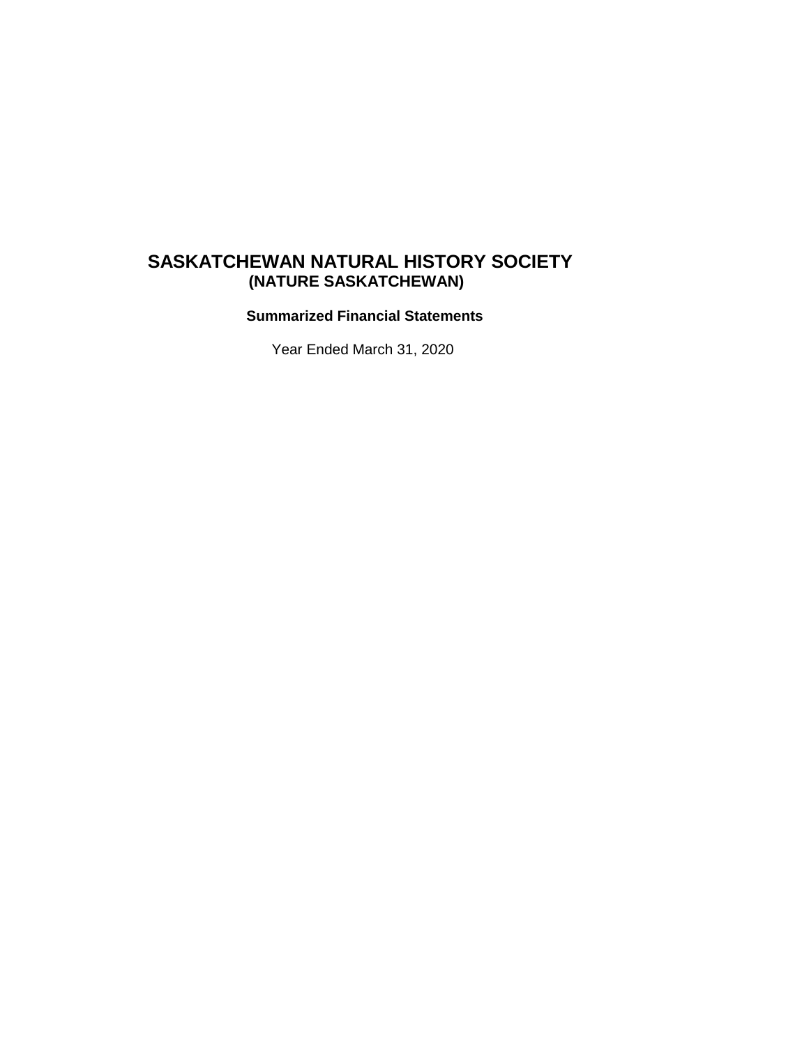# SASKATCHEWAN NATURAL HISTORY SOCIETY

## (NATURE SASKATCHEWAN)

**Summarized Financial Statements**

Year Ended March 31, 2020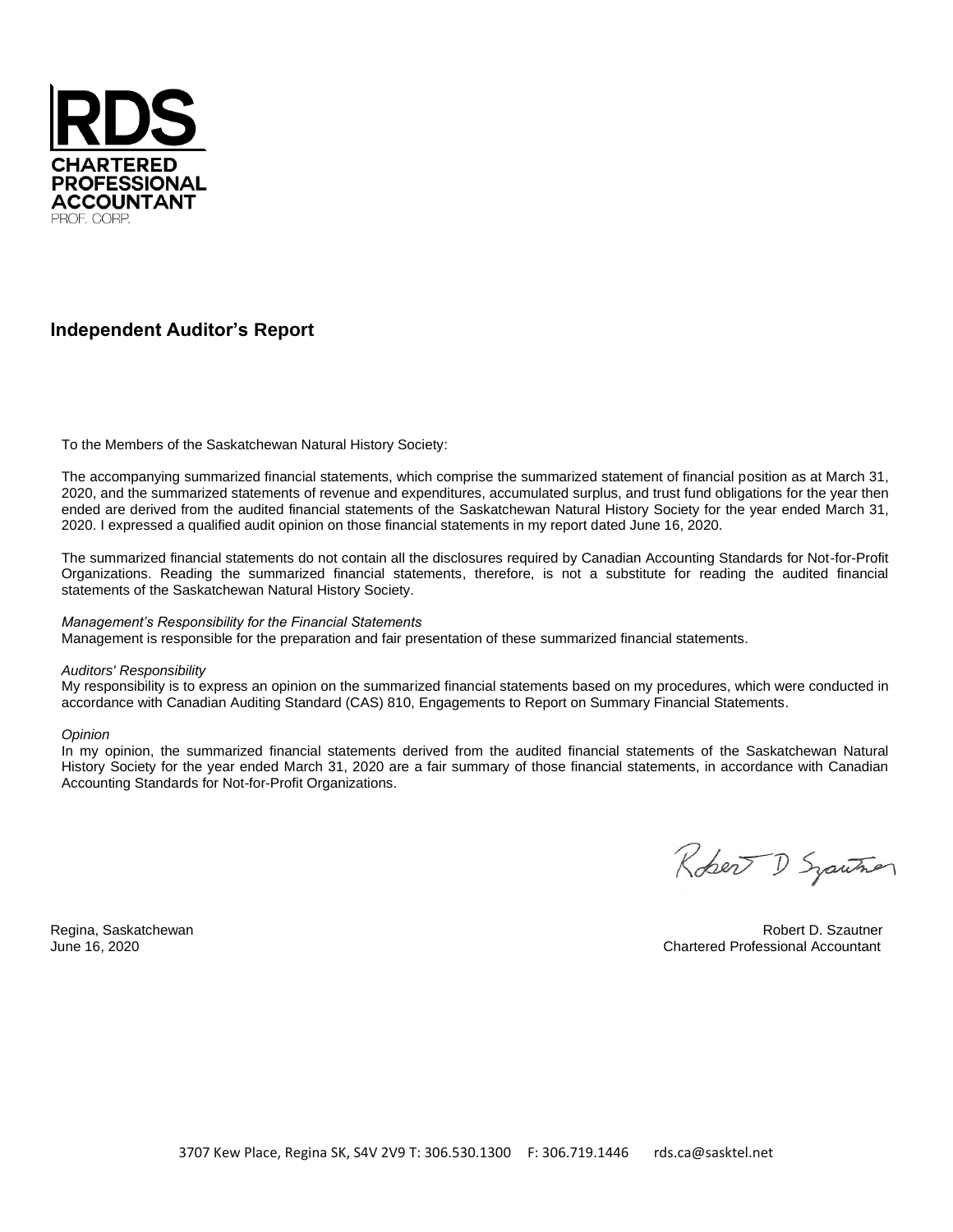**RDS**
**CHARTERED PROFESSIONAL ACCOUNTANT**
PROF. CORP.

## Independent Auditor's Report

To the Members of the Saskatchewan Natural History Society:

The accompanying summarized financial statements, which comprise the summarized statement of financial position as at March 31, 2020, and the summarized statements of revenue and expenditures, accumulated surplus, and trust fund obligations for the year then ended are derived from the audited financial statements of the Saskatchewan Natural History Society for the year ended March 31, 2020. I expressed a qualified audit opinion on those financial statements in my report dated June 16, 2020.

The summarized financial statements do not contain all the disclosures required by Canadian Accounting Standards for Not-for-Profit Organizations. Reading the summarized financial statements, therefore, is not a substitute for reading the audited financial statements of the Saskatchewan Natural History Society.

*Management's Responsibility for the Financial Statements*
Management is responsible for the preparation and fair presentation of these summarized financial statements.

*Auditors' Responsibility*
My responsibility is to express an opinion on the summarized financial statements based on my procedures, which were conducted in accordance with Canadian Auditing Standard (CAS) 810, Engagements to Report on Summary Financial Statements.

*Opinion*
In my opinion, the summarized financial statements derived from the audited financial statements of the Saskatchewan Natural History Society for the year ended March 31, 2020 are a fair summary of those financial statements, in accordance with Canadian Accounting Standards for Not-for-Profit Organizations.

Regina, Saskatchewan
June 16, 2020

Robert D. Szautner
Chartered Professional Accountant

3707 Kew Place, Regina SK, S4V 2V9 T: 306.530.1300 F: 306.719.1446 rds.ca@sasktel.net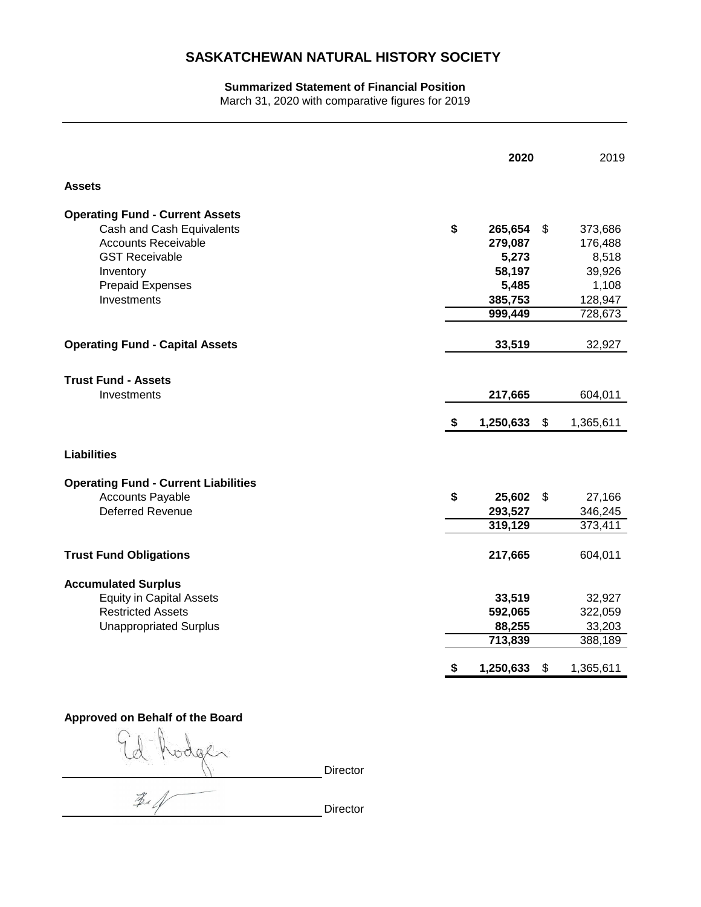# SASKATCHEWAN NATURAL HISTORY SOCIETY

**Summarized Statement of Financial Position**

March 31, 2020 with comparative figures for 2019

| | **2020** | 2019 |
|---|---|---|
| **Assets** | | |
| **Operating Fund - Current Assets** | | |
| Cash and Cash Equivalents | **$ 265,654** | $ 373,686 |
| Accounts Receivable | **279,087** | 176,488 |
| GST Receivable | **5,273** | 8,518 |
| Inventory | **58,197** | 39,926 |
| Prepaid Expenses | **5,485** | 1,108 |
| Investments | **385,753** | 128,947 |
| | **999,449** | 728,673 |
| **Operating Fund - Capital Assets** | **33,519** | 32,927 |
| **Trust Fund - Assets** | | |
| Investments | **217,665** | 604,011 |
| | **$ 1,250,633** | $ 1,365,611 |
| **Liabilities** | | |
| **Operating Fund - Current Liabilities** | | |
| Accounts Payable | **$ 25,602** | $ 27,166 |
| Deferred Revenue | **293,527** | 346,245 |
| | **319,129** | 373,411 |
| **Trust Fund Obligations** | **217,665** | 604,011 |
| **Accumulated Surplus** | | |
| Equity in Capital Assets | **33,519** | 32,927 |
| Restricted Assets | **592,065** | 322,059 |
| Unappropriated Surplus | **88,255** | 33,203 |
| | **713,839** | 388,189 |
| | **$ 1,250,633** | $ 1,365,611 |

**Approved on Behalf of the Board**

Ed Hodges _________________ Director

_________________ Director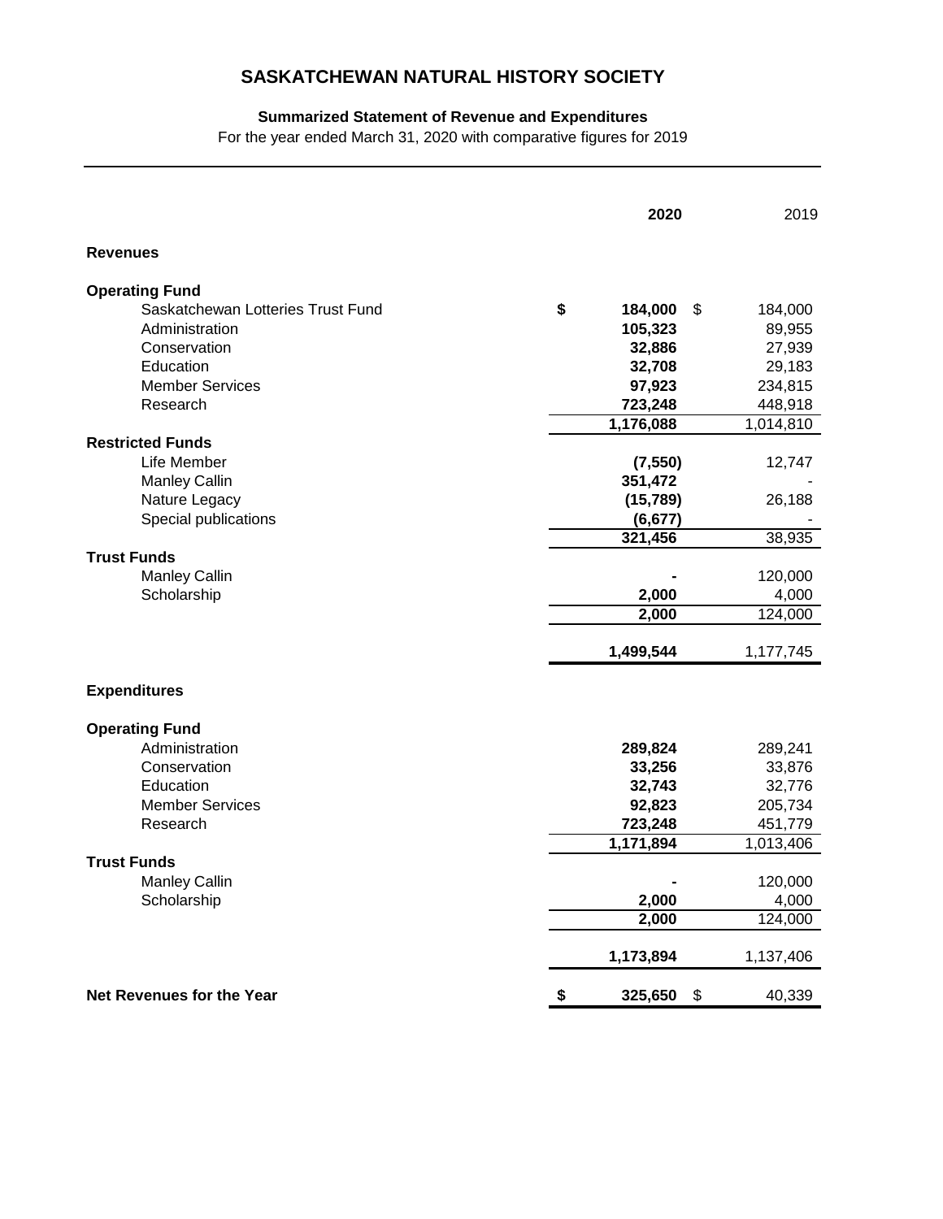# SASKATCHEWAN NATURAL HISTORY SOCIETY

**Summarized Statement of Revenue and Expenditures**

For the year ended March 31, 2020 with comparative figures for 2019

| | **2020** | 2019 |
|---|---|---|
| **Revenues** | | |
| **Operating Fund** | | |
| Saskatchewan Lotteries Trust Fund | **$ 184,000** | $ 184,000 |
| Administration | **105,323** | 89,955 |
| Conservation | **32,886** | 27,939 |
| Education | **32,708** | 29,183 |
| Member Services | **97,923** | 234,815 |
| Research | **723,248** | 448,918 |
| | **1,176,088** | 1,014,810 |
| **Restricted Funds** | | |
| Life Member | **(7,550)** | 12,747 |
| Manley Callin | **351,472** | - |
| Nature Legacy | **(15,789)** | 26,188 |
| Special publications | **(6,677)** | - |
| | **321,456** | 38,935 |
| **Trust Funds** | | |
| Manley Callin | **-** | 120,000 |
| Scholarship | **2,000** | 4,000 |
| | **2,000** | 124,000 |
| | **1,499,544** | 1,177,745 |
| **Expenditures** | | |
| **Operating Fund** | | |
| Administration | **289,824** | 289,241 |
| Conservation | **33,256** | 33,876 |
| Education | **32,743** | 32,776 |
| Member Services | **92,823** | 205,734 |
| Research | **723,248** | 451,779 |
| | **1,171,894** | 1,013,406 |
| **Trust Funds** | | |
| Manley Callin | **-** | 120,000 |
| Scholarship | **2,000** | 4,000 |
| | **2,000** | 124,000 |
| | **1,173,894** | 1,137,406 |
| **Net Revenues for the Year** | **$ 325,650** | $ 40,339 |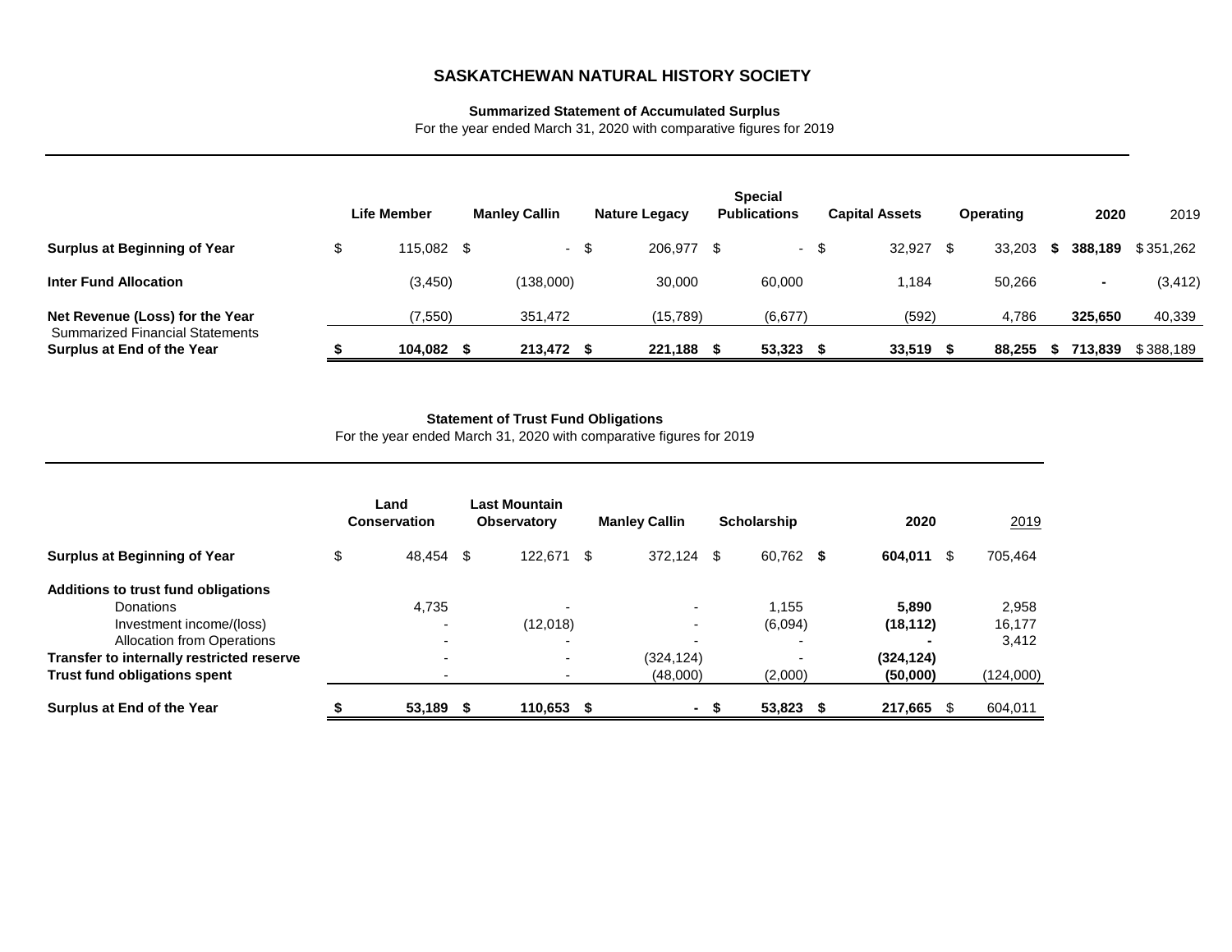# SASKATCHEWAN NATURAL HISTORY SOCIETY

**Summarized Statement of Accumulated Surplus**
For the year ended March 31, 2020 with comparative figures for 2019

| | Life Member | Manley Callin | Nature Legacy | Special Publications | Capital Assets | Operating | 2020 | 2019 |
|---|---|---|---|---|---|---|---|---|
| **Surplus at Beginning of Year** | $ 115,082 | $ - | $ 206,977 | $ - | $ 32,927 | $ 33,203 | **$ 388,189** | $ 351,262 |
| **Inter Fund Allocation** | (3,450) | (138,000) | 30,000 | 60,000 | 1,184 | 50,266 | **-** | (3,412) |
| **Net Revenue (Loss) for the Year** | (7,550) | 351,472 | (15,789) | (6,677) | (592) | 4,786 | **325,650** | 40,339 |
| Summarized Financial Statements | | | | | | | | |
| **Surplus at End of the Year** | **$ 104,082** | **$ 213,472** | **$ 221,188** | **$ 53,323** | **$ 33,519** | **$ 88,255** | **$ 713,839** | $ 388,189 |

**Statement of Trust Fund Obligations**
For the year ended March 31, 2020 with comparative figures for 2019

| | Land Conservation | Last Mountain Observatory | Manley Callin | Scholarship | 2020 | 2019 |
|---|---|---|---|---|---|---|
| **Surplus at Beginning of Year** | $ 48,454 | $ 122,671 | $ 372,124 | $ 60,762 | **$ 604,011** | $ 705,464 |
| **Additions to trust fund obligations** | | | | | | |
| Donations | 4,735 | - | - | 1,155 | **5,890** | 2,958 |
| Investment income/(loss) | - | (12,018) | - | (6,094) | **(18,112)** | 16,177 |
| Allocation from Operations | - | - | - | - | **-** | 3,412 |
| **Transfer to internally restricted reserve** | - | - | (324,124) | - | **(324,124)** | |
| **Trust fund obligations spent** | - | - | (48,000) | (2,000) | **(50,000)** | (124,000) |
| **Surplus at End of the Year** | **$ 53,189** | **$ 110,653** | **$ -** | **$ 53,823** | **$ 217,665** | $ 604,011 |